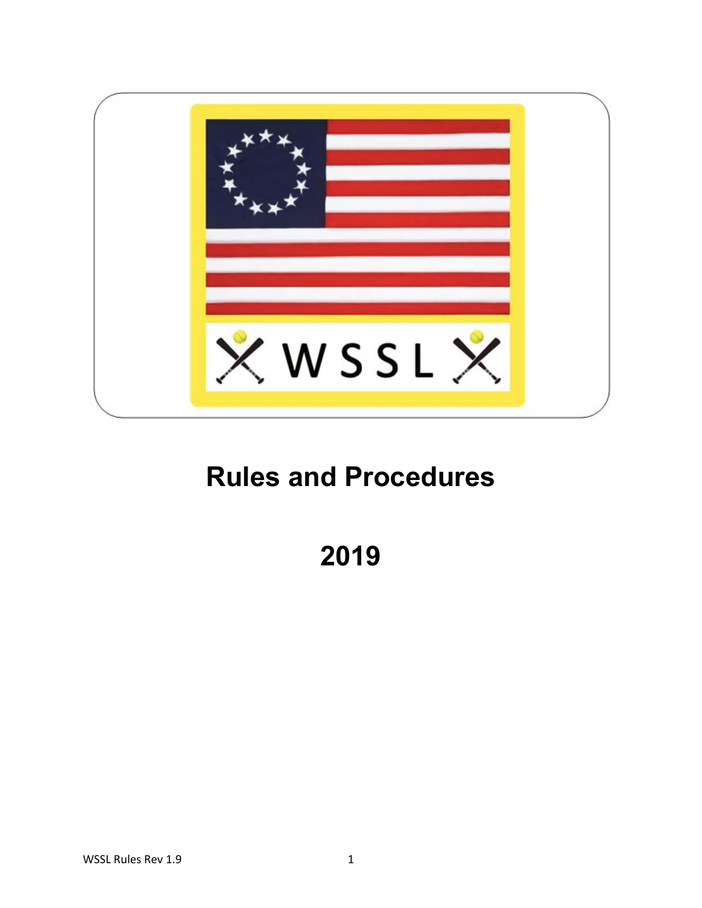WSSL

# Rules and Procedures

# 2019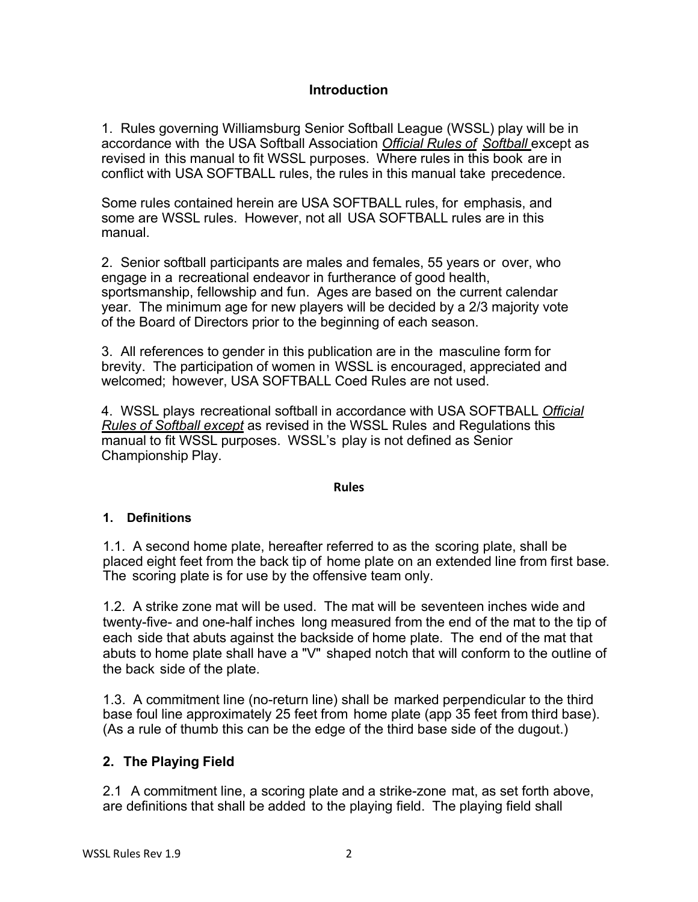## Introduction

1. Rules governing Williamsburg Senior Softball League (WSSL) play will be in accordance with the USA Softball Association *Official Rules of Softball* except as revised in this manual to fit WSSL purposes. Where rules in this book are in conflict with USA SOFTBALL rules, the rules in this manual take precedence.

Some rules contained herein are USA SOFTBALL rules, for emphasis, and some are WSSL rules. However, not all USA SOFTBALL rules are in this manual.

2. Senior softball participants are males and females, 55 years or over, who engage in a recreational endeavor in furtherance of good health, sportsmanship, fellowship and fun. Ages are based on the current calendar year. The minimum age for new players will be decided by a 2/3 majority vote of the Board of Directors prior to the beginning of each season.

3. All references to gender in this publication are in the masculine form for brevity. The participation of women in WSSL is encouraged, appreciated and welcomed; however, USA SOFTBALL Coed Rules are not used.

4. WSSL plays recreational softball in accordance with USA SOFTBALL *Official Rules of Softball except* as revised in the WSSL Rules and Regulations this manual to fit WSSL purposes. WSSL's play is not defined as Senior Championship Play.

## Rules

### 1. Definitions

1.1. A second home plate, hereafter referred to as the scoring plate, shall be placed eight feet from the back tip of home plate on an extended line from first base. The scoring plate is for use by the offensive team only.

1.2. A strike zone mat will be used. The mat will be seventeen inches wide and twenty-five- and one-half inches long measured from the end of the mat to the tip of each side that abuts against the backside of home plate. The end of the mat that abuts to home plate shall have a "V" shaped notch that will conform to the outline of the back side of the plate.

1.3. A commitment line (no-return line) shall be marked perpendicular to the third base foul line approximately 25 feet from home plate (app 35 feet from third base). (As a rule of thumb this can be the edge of the third base side of the dugout.)

### 2. The Playing Field

2.1 A commitment line, a scoring plate and a strike-zone mat, as set forth above, are definitions that shall be added to the playing field. The playing field shall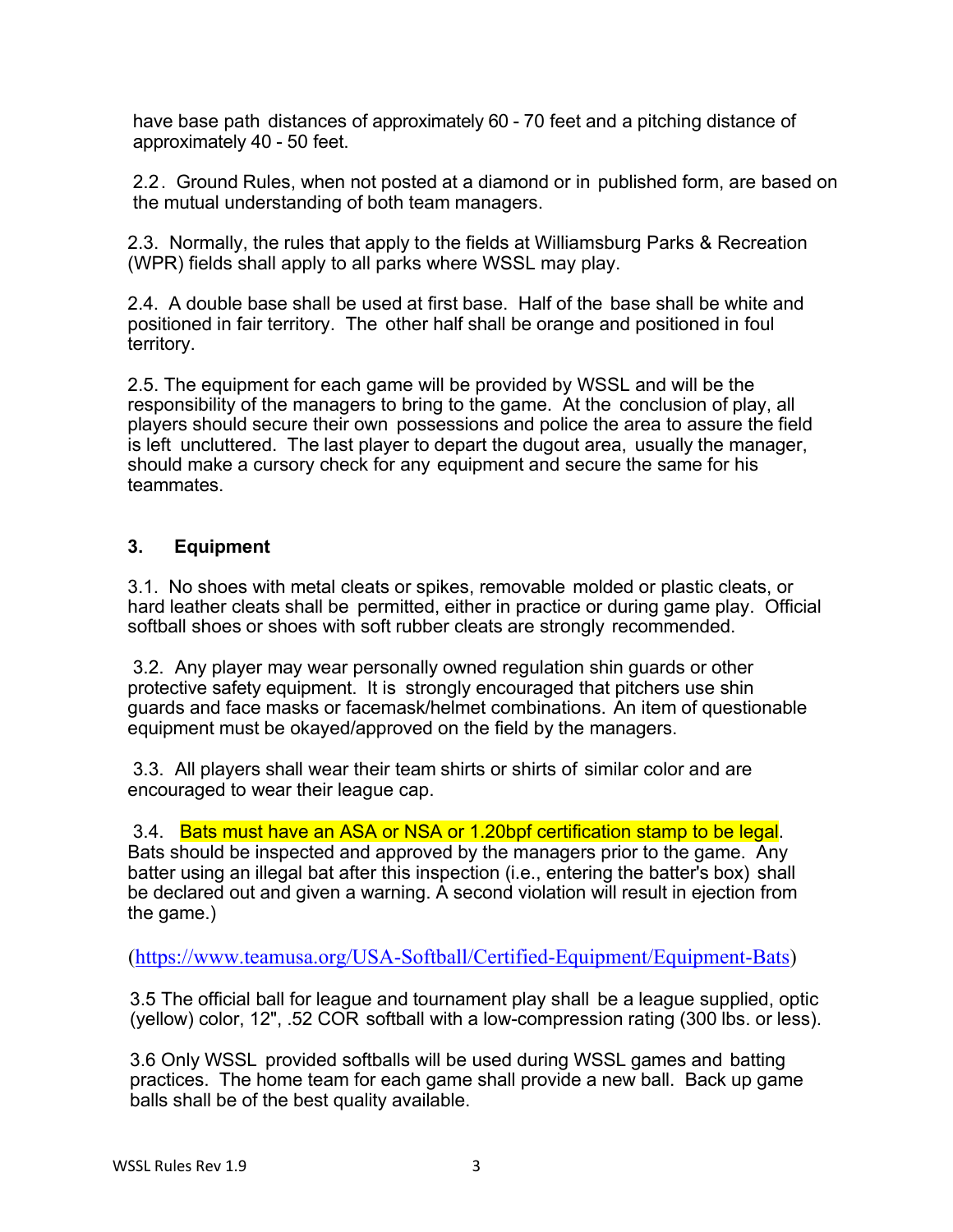have base path distances of approximately 60 - 70 feet and a pitching distance of approximately 40 - 50 feet.

2.2. Ground Rules, when not posted at a diamond or in published form, are based on the mutual understanding of both team managers.

2.3. Normally, the rules that apply to the fields at Williamsburg Parks & Recreation (WPR) fields shall apply to all parks where WSSL may play.

2.4. A double base shall be used at first base. Half of the base shall be white and positioned in fair territory. The other half shall be orange and positioned in foul territory.

2.5. The equipment for each game will be provided by WSSL and will be the responsibility of the managers to bring to the game. At the conclusion of play, all players should secure their own possessions and police the area to assure the field is left uncluttered. The last player to depart the dugout area, usually the manager, should make a cursory check for any equipment and secure the same for his teammates.

## 3. Equipment

3.1. No shoes with metal cleats or spikes, removable molded or plastic cleats, or hard leather cleats shall be permitted, either in practice or during game play. Official softball shoes or shoes with soft rubber cleats are strongly recommended.

3.2. Any player may wear personally owned regulation shin guards or other protective safety equipment. It is strongly encouraged that pitchers use shin guards and face masks or facemask/helmet combinations. An item of questionable equipment must be okayed/approved on the field by the managers.

3.3. All players shall wear their team shirts or shirts of similar color and are encouraged to wear their league cap.

3.4. Bats must have an ASA or NSA or 1.20bpf certification stamp to be legal. Bats should be inspected and approved by the managers prior to the game. Any batter using an illegal bat after this inspection (i.e., entering the batter's box) shall be declared out and given a warning. A second violation will result in ejection from the game.)

(https://www.teamusa.org/USA-Softball/Certified-Equipment/Equipment-Bats)

3.5 The official ball for league and tournament play shall be a league supplied, optic (yellow) color, 12", .52 COR softball with a low-compression rating (300 lbs. or less).

3.6 Only WSSL provided softballs will be used during WSSL games and batting practices. The home team for each game shall provide a new ball. Back up game balls shall be of the best quality available.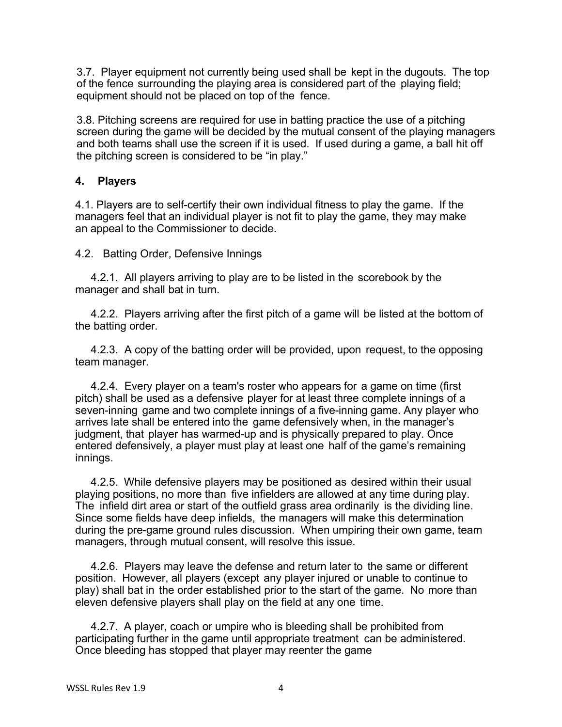3.7. Player equipment not currently being used shall be kept in the dugouts. The top of the fence surrounding the playing area is considered part of the playing field; equipment should not be placed on top of the fence.

3.8. Pitching screens are required for use in batting practice the use of a pitching screen during the game will be decided by the mutual consent of the playing managers and both teams shall use the screen if it is used. If used during a game, a ball hit off the pitching screen is considered to be "in play."

## 4. Players

4.1. Players are to self-certify their own individual fitness to play the game. If the managers feel that an individual player is not fit to play the game, they may make an appeal to the Commissioner to decide.

4.2. Batting Order, Defensive Innings

4.2.1. All players arriving to play are to be listed in the scorebook by the manager and shall bat in turn.

4.2.2. Players arriving after the first pitch of a game will be listed at the bottom of the batting order.

4.2.3. A copy of the batting order will be provided, upon request, to the opposing team manager.

4.2.4. Every player on a team's roster who appears for a game on time (first pitch) shall be used as a defensive player for at least three complete innings of a seven-inning game and two complete innings of a five-inning game. Any player who arrives late shall be entered into the game defensively when, in the manager's judgment, that player has warmed-up and is physically prepared to play. Once entered defensively, a player must play at least one half of the game's remaining innings.

4.2.5. While defensive players may be positioned as desired within their usual playing positions, no more than five infielders are allowed at any time during play. The infield dirt area or start of the outfield grass area ordinarily is the dividing line. Since some fields have deep infields, the managers will make this determination during the pre-game ground rules discussion. When umpiring their own game, team managers, through mutual consent, will resolve this issue.

4.2.6. Players may leave the defense and return later to the same or different position. However, all players (except any player injured or unable to continue to play) shall bat in the order established prior to the start of the game. No more than eleven defensive players shall play on the field at any one time.

4.2.7. A player, coach or umpire who is bleeding shall be prohibited from participating further in the game until appropriate treatment can be administered. Once bleeding has stopped that player may reenter the game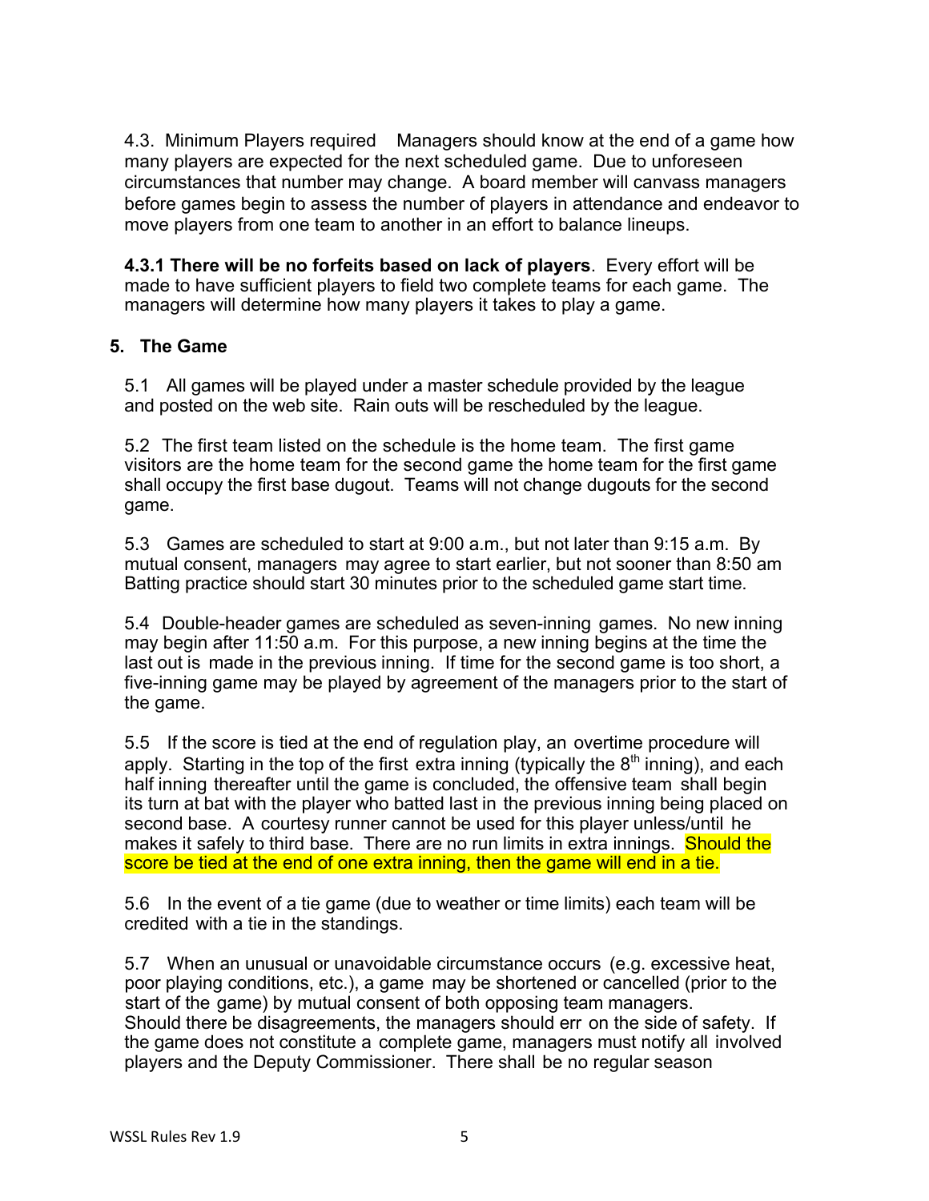4.3. Minimum Players required  Managers should know at the end of a game how many players are expected for the next scheduled game. Due to unforeseen circumstances that number may change. A board member will canvass managers before games begin to assess the number of players in attendance and endeavor to move players from one team to another in an effort to balance lineups.

**4.3.1 There will be no forfeits based on lack of players**. Every effort will be made to have sufficient players to field two complete teams for each game. The managers will determine how many players it takes to play a game.

## 5. The Game

5.1 All games will be played under a master schedule provided by the league and posted on the web site. Rain outs will be rescheduled by the league.

5.2 The first team listed on the schedule is the home team. The first game visitors are the home team for the second game the home team for the first game shall occupy the first base dugout. Teams will not change dugouts for the second game.

5.3 Games are scheduled to start at 9:00 a.m., but not later than 9:15 a.m. By mutual consent, managers may agree to start earlier, but not sooner than 8:50 am Batting practice should start 30 minutes prior to the scheduled game start time.

5.4 Double-header games are scheduled as seven-inning games. No new inning may begin after 11:50 a.m. For this purpose, a new inning begins at the time the last out is made in the previous inning. If time for the second game is too short, a five-inning game may be played by agreement of the managers prior to the start of the game.

5.5 If the score is tied at the end of regulation play, an overtime procedure will apply. Starting in the top of the first extra inning (typically the 8th inning), and each half inning thereafter until the game is concluded, the offensive team shall begin its turn at bat with the player who batted last in the previous inning being placed on second base. A courtesy runner cannot be used for this player unless/until he makes it safely to third base. There are no run limits in extra innings. Should the score be tied at the end of one extra inning, then the game will end in a tie.

5.6 In the event of a tie game (due to weather or time limits) each team will be credited with a tie in the standings.

5.7 When an unusual or unavoidable circumstance occurs (e.g. excessive heat, poor playing conditions, etc.), a game may be shortened or cancelled (prior to the start of the game) by mutual consent of both opposing team managers. Should there be disagreements, the managers should err on the side of safety. If the game does not constitute a complete game, managers must notify all involved players and the Deputy Commissioner. There shall be no regular season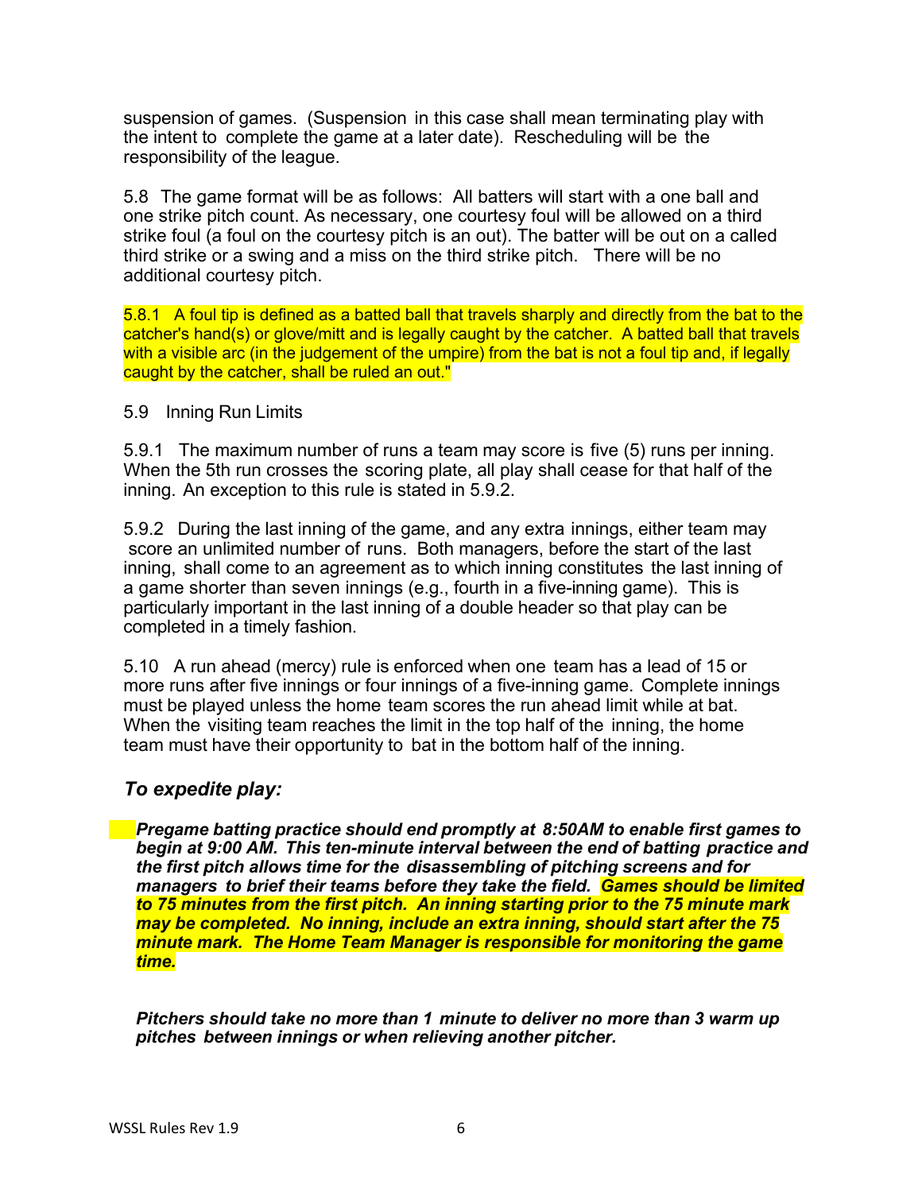suspension of games. (Suspension in this case shall mean terminating play with the intent to complete the game at a later date). Rescheduling will be the responsibility of the league.

5.8 The game format will be as follows: All batters will start with a one ball and one strike pitch count. As necessary, one courtesy foul will be allowed on a third strike foul (a foul on the courtesy pitch is an out). The batter will be out on a called third strike or a swing and a miss on the third strike pitch. There will be no additional courtesy pitch.

5.8.1 A foul tip is defined as a batted ball that travels sharply and directly from the bat to the catcher's hand(s) or glove/mitt and is legally caught by the catcher. A batted ball that travels with a visible arc (in the judgement of the umpire) from the bat is not a foul tip and, if legally caught by the catcher, shall be ruled an out."

5.9 Inning Run Limits

5.9.1 The maximum number of runs a team may score is five (5) runs per inning. When the 5th run crosses the scoring plate, all play shall cease for that half of the inning. An exception to this rule is stated in 5.9.2.

5.9.2 During the last inning of the game, and any extra innings, either team may score an unlimited number of runs. Both managers, before the start of the last inning, shall come to an agreement as to which inning constitutes the last inning of a game shorter than seven innings (e.g., fourth in a five-inning game). This is particularly important in the last inning of a double header so that play can be completed in a timely fashion.

5.10 A run ahead (mercy) rule is enforced when one team has a lead of 15 or more runs after five innings or four innings of a five-inning game. Complete innings must be played unless the home team scores the run ahead limit while at bat. When the visiting team reaches the limit in the top half of the inning, the home team must have their opportunity to bat in the bottom half of the inning.

### *To expedite play:*

***Pregame batting practice should end promptly at 8:50AM to enable first games to begin at 9:00 AM. This ten-minute interval between the end of batting practice and the first pitch allows time for the disassembling of pitching screens and for managers to brief their teams before they take the field. Games should be limited to 75 minutes from the first pitch. An inning starting prior to the 75 minute mark may be completed. No inning, include an extra inning, should start after the 75 minute mark. The Home Team Manager is responsible for monitoring the game time.***

***Pitchers should take no more than 1 minute to deliver no more than 3 warm up pitches between innings or when relieving another pitcher.***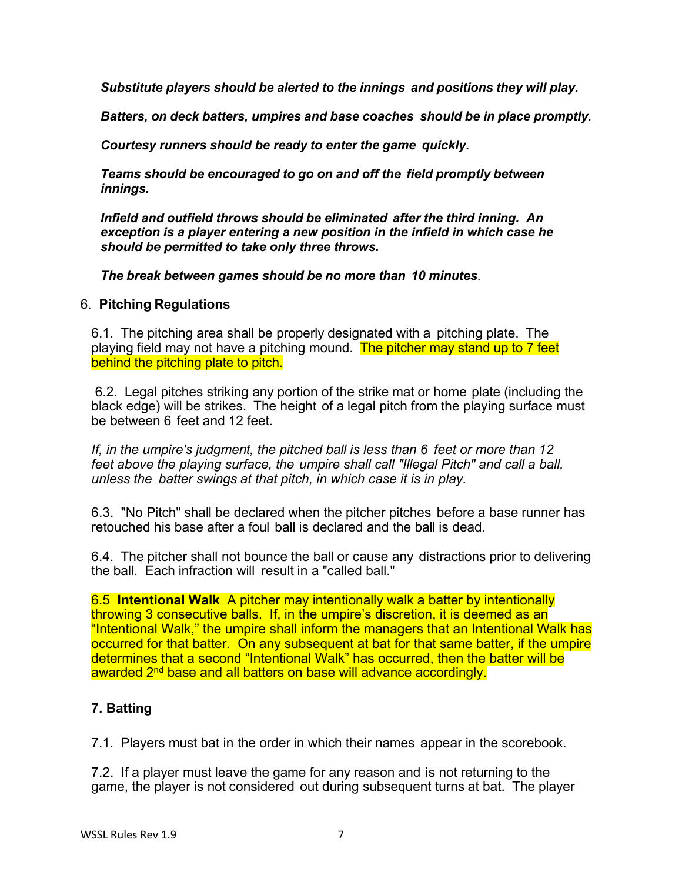***Substitute players should be alerted to the innings and positions they will play.***

***Batters, on deck batters, umpires and base coaches should be in place promptly.***

***Courtesy runners should be ready to enter the game quickly.***

***Teams should be encouraged to go on and off the field promptly between innings.***

***Infield and outfield throws should be eliminated after the third inning. An exception is a player entering a new position in the infield in which case he should be permitted to take only three throws.***

***The break between games should be no more than 10 minutes***.

## 6. **Pitching Regulations**

6.1. The pitching area shall be properly designated with a pitching plate. The playing field may not have a pitching mound. The pitcher may stand up to 7 feet behind the pitching plate to pitch.

6.2. Legal pitches striking any portion of the strike mat or home plate (including the black edge) will be strikes. The height of a legal pitch from the playing surface must be between 6 feet and 12 feet.

*If, in the umpire's judgment, the pitched ball is less than 6 feet or more than 12 feet above the playing surface, the umpire shall call "Illegal Pitch" and call a ball, unless the batter swings at that pitch, in which case it is in play.*

6.3. "No Pitch" shall be declared when the pitcher pitches before a base runner has retouched his base after a foul ball is declared and the ball is dead.

6.4. The pitcher shall not bounce the ball or cause any distractions prior to delivering the ball. Each infraction will result in a "called ball."

6.5 **Intentional Walk** A pitcher may intentionally walk a batter by intentionally throwing 3 consecutive balls. If, in the umpire's discretion, it is deemed as an "Intentional Walk," the umpire shall inform the managers that an Intentional Walk has occurred for that batter. On any subsequent at bat for that same batter, if the umpire determines that a second "Intentional Walk" has occurred, then the batter will be awarded 2nd base and all batters on base will advance accordingly.

## **7. Batting**

7.1. Players must bat in the order in which their names appear in the scorebook.

7.2. If a player must leave the game for any reason and is not returning to the game, the player is not considered out during subsequent turns at bat. The player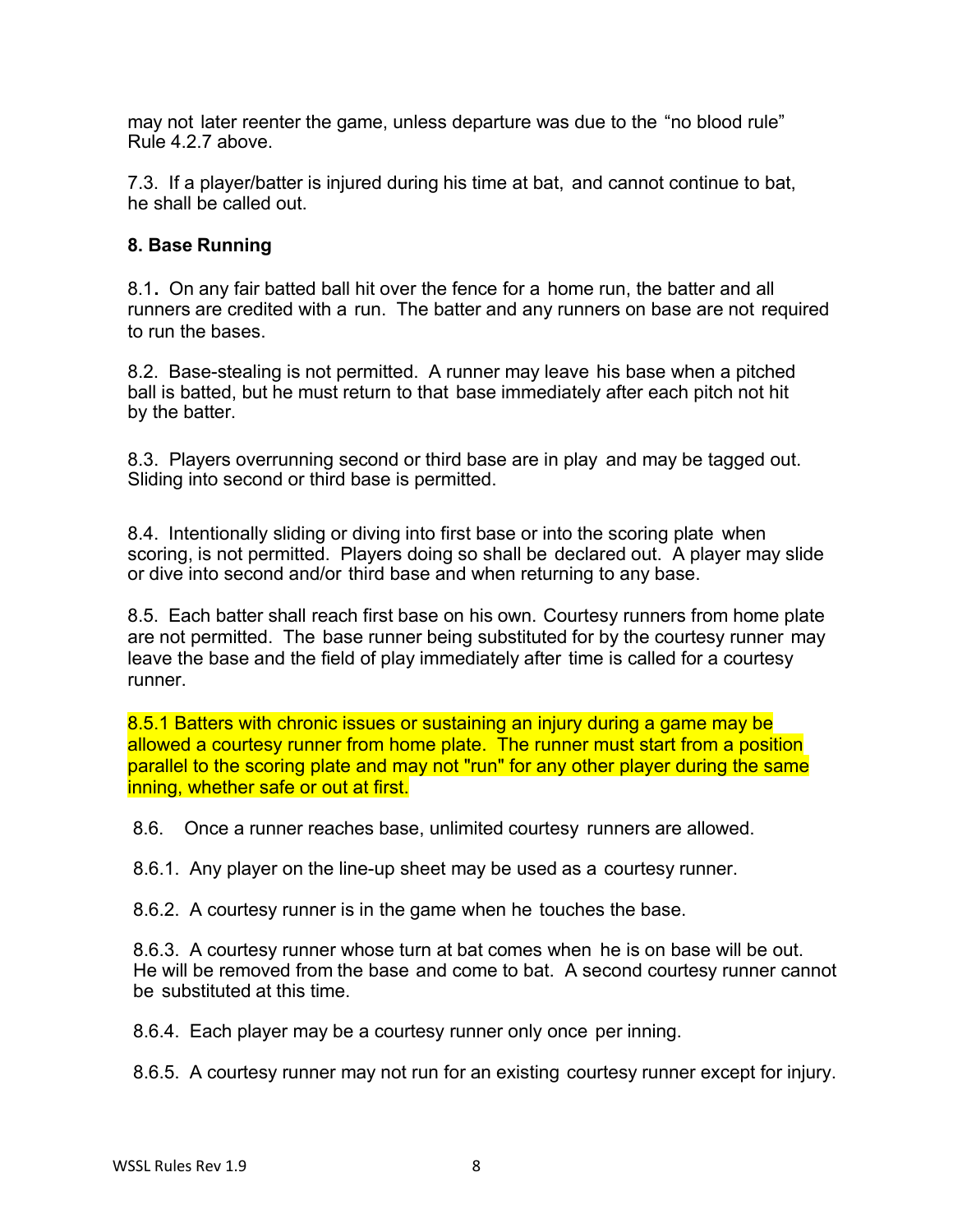may not later reenter the game, unless departure was due to the “no blood rule” Rule 4.2.7 above.

7.3. If a player/batter is injured during his time at bat, and cannot continue to bat, he shall be called out.

**8. Base Running**

8.1**.** On any fair batted ball hit over the fence for a home run, the batter and all runners are credited with a run. The batter and any runners on base are not required to run the bases.

8.2. Base-stealing is not permitted. A runner may leave his base when a pitched ball is batted, but he must return to that base immediately after each pitch not hit by the batter.

8.3. Players overrunning second or third base are in play and may be tagged out. Sliding into second or third base is permitted.

8.4. Intentionally sliding or diving into first base or into the scoring plate when scoring, is not permitted. Players doing so shall be declared out. A player may slide or dive into second and/or third base and when returning to any base.

8.5. Each batter shall reach first base on his own. Courtesy runners from home plate are not permitted. The base runner being substituted for by the courtesy runner may leave the base and the field of play immediately after time is called for a courtesy runner.

8.5.1 Batters with chronic issues or sustaining an injury during a game may be allowed a courtesy runner from home plate. The runner must start from a position parallel to the scoring plate and may not "run" for any other player during the same inning, whether safe or out at first.

8.6. Once a runner reaches base, unlimited courtesy runners are allowed.

8.6.1. Any player on the line-up sheet may be used as a courtesy runner.

8.6.2. A courtesy runner is in the game when he touches the base.

8.6.3. A courtesy runner whose turn at bat comes when he is on base will be out. He will be removed from the base and come to bat. A second courtesy runner cannot be substituted at this time.

8.6.4. Each player may be a courtesy runner only once per inning.

8.6.5. A courtesy runner may not run for an existing courtesy runner except for injury.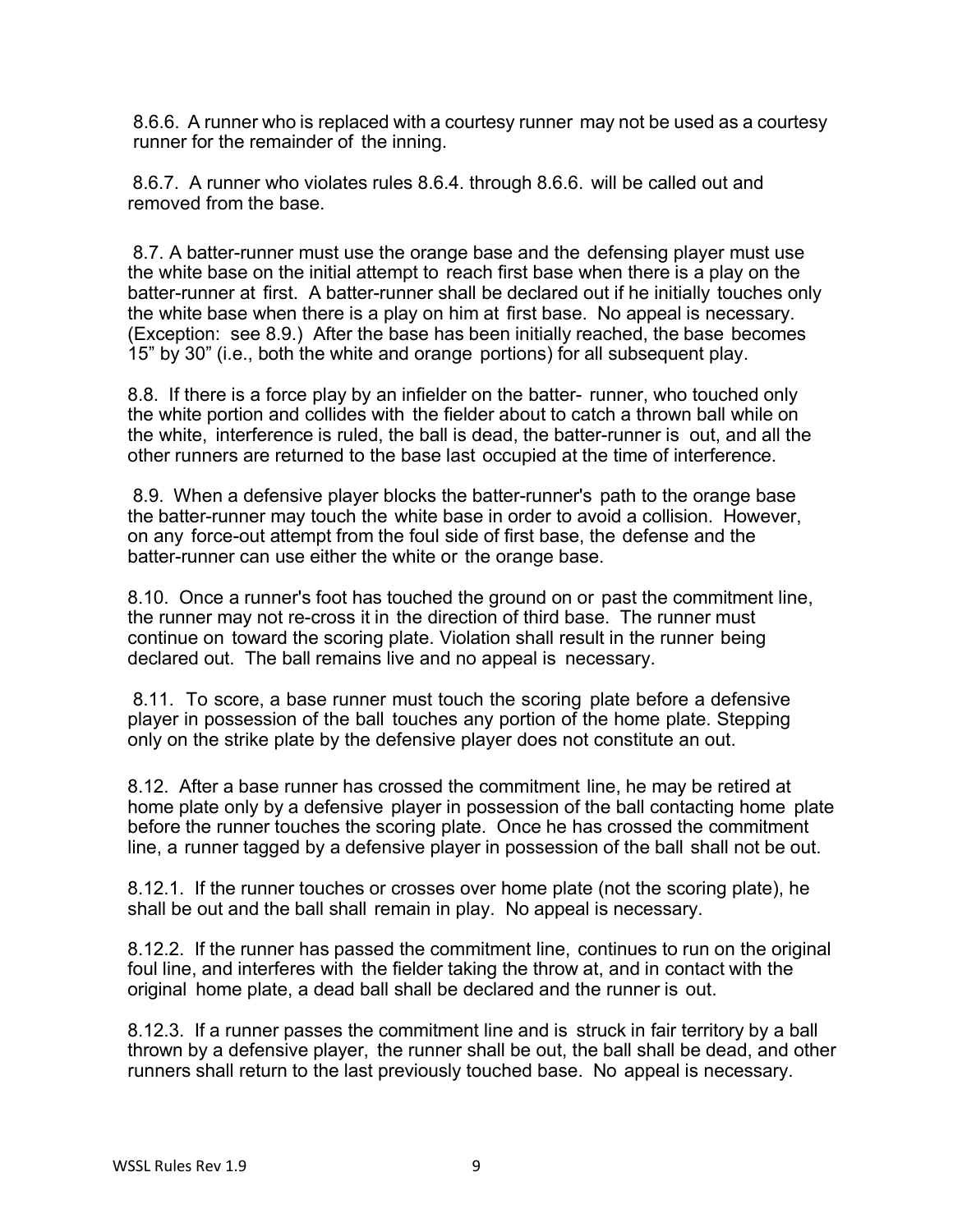8.6.6. A runner who is replaced with a courtesy runner may not be used as a courtesy runner for the remainder of the inning.

8.6.7. A runner who violates rules 8.6.4. through 8.6.6. will be called out and removed from the base.

8.7. A batter-runner must use the orange base and the defensing player must use the white base on the initial attempt to reach first base when there is a play on the batter-runner at first. A batter-runner shall be declared out if he initially touches only the white base when there is a play on him at first base. No appeal is necessary. (Exception: see 8.9.) After the base has been initially reached, the base becomes 15" by 30" (i.e., both the white and orange portions) for all subsequent play.

8.8. If there is a force play by an infielder on the batter- runner, who touched only the white portion and collides with the fielder about to catch a thrown ball while on the white, interference is ruled, the ball is dead, the batter-runner is out, and all the other runners are returned to the base last occupied at the time of interference.

8.9. When a defensive player blocks the batter-runner's path to the orange base the batter-runner may touch the white base in order to avoid a collision. However, on any force-out attempt from the foul side of first base, the defense and the batter-runner can use either the white or the orange base.

8.10. Once a runner's foot has touched the ground on or past the commitment line, the runner may not re-cross it in the direction of third base. The runner must continue on toward the scoring plate. Violation shall result in the runner being declared out. The ball remains live and no appeal is necessary.

8.11. To score, a base runner must touch the scoring plate before a defensive player in possession of the ball touches any portion of the home plate. Stepping only on the strike plate by the defensive player does not constitute an out.

8.12. After a base runner has crossed the commitment line, he may be retired at home plate only by a defensive player in possession of the ball contacting home plate before the runner touches the scoring plate. Once he has crossed the commitment line, a runner tagged by a defensive player in possession of the ball shall not be out.

8.12.1. If the runner touches or crosses over home plate (not the scoring plate), he shall be out and the ball shall remain in play. No appeal is necessary.

8.12.2. If the runner has passed the commitment line, continues to run on the original foul line, and interferes with the fielder taking the throw at, and in contact with the original home plate, a dead ball shall be declared and the runner is out.

8.12.3. If a runner passes the commitment line and is struck in fair territory by a ball thrown by a defensive player, the runner shall be out, the ball shall be dead, and other runners shall return to the last previously touched base. No appeal is necessary.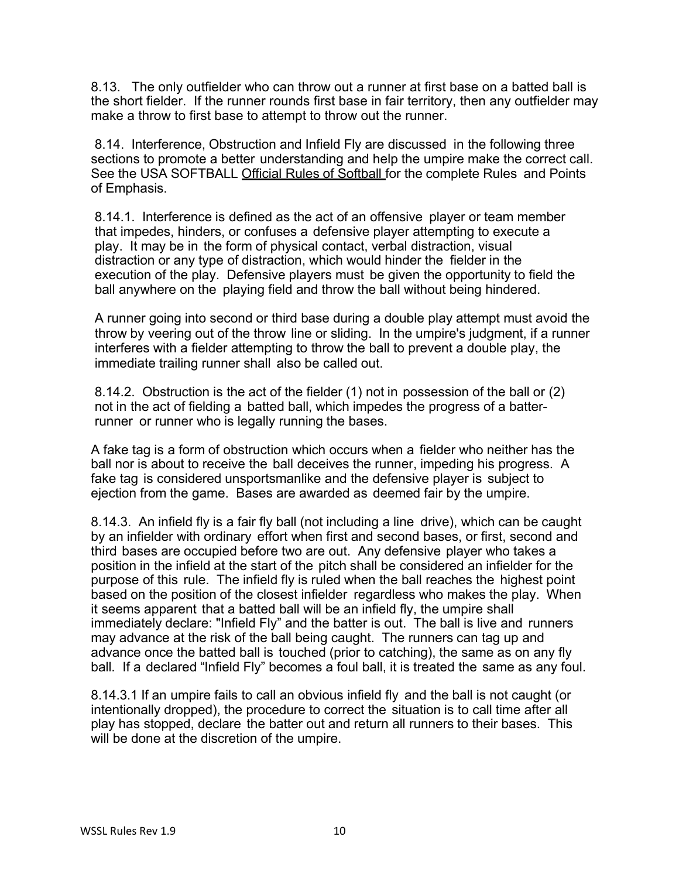8.13. The only outfielder who can throw out a runner at first base on a batted ball is the short fielder. If the runner rounds first base in fair territory, then any outfielder may make a throw to first base to attempt to throw out the runner.

8.14. Interference, Obstruction and Infield Fly are discussed in the following three sections to promote a better understanding and help the umpire make the correct call. See the USA SOFTBALL Official Rules of Softball for the complete Rules and Points of Emphasis.

8.14.1. Interference is defined as the act of an offensive player or team member that impedes, hinders, or confuses a defensive player attempting to execute a play. It may be in the form of physical contact, verbal distraction, visual distraction or any type of distraction, which would hinder the fielder in the execution of the play. Defensive players must be given the opportunity to field the ball anywhere on the playing field and throw the ball without being hindered.

A runner going into second or third base during a double play attempt must avoid the throw by veering out of the throw line or sliding. In the umpire's judgment, if a runner interferes with a fielder attempting to throw the ball to prevent a double play, the immediate trailing runner shall also be called out.

8.14.2. Obstruction is the act of the fielder (1) not in possession of the ball or (2) not in the act of fielding a batted ball, which impedes the progress of a batter-runner or runner who is legally running the bases.

A fake tag is a form of obstruction which occurs when a fielder who neither has the ball nor is about to receive the ball deceives the runner, impeding his progress. A fake tag is considered unsportsmanlike and the defensive player is subject to ejection from the game. Bases are awarded as deemed fair by the umpire.

8.14.3. An infield fly is a fair fly ball (not including a line drive), which can be caught by an infielder with ordinary effort when first and second bases, or first, second and third bases are occupied before two are out. Any defensive player who takes a position in the infield at the start of the pitch shall be considered an infielder for the purpose of this rule. The infield fly is ruled when the ball reaches the highest point based on the position of the closest infielder regardless who makes the play. When it seems apparent that a batted ball will be an infield fly, the umpire shall immediately declare: "Infield Fly" and the batter is out. The ball is live and runners may advance at the risk of the ball being caught. The runners can tag up and advance once the batted ball is touched (prior to catching), the same as on any fly ball. If a declared "Infield Fly" becomes a foul ball, it is treated the same as any foul.

8.14.3.1 If an umpire fails to call an obvious infield fly and the ball is not caught (or intentionally dropped), the procedure to correct the situation is to call time after all play has stopped, declare the batter out and return all runners to their bases. This will be done at the discretion of the umpire.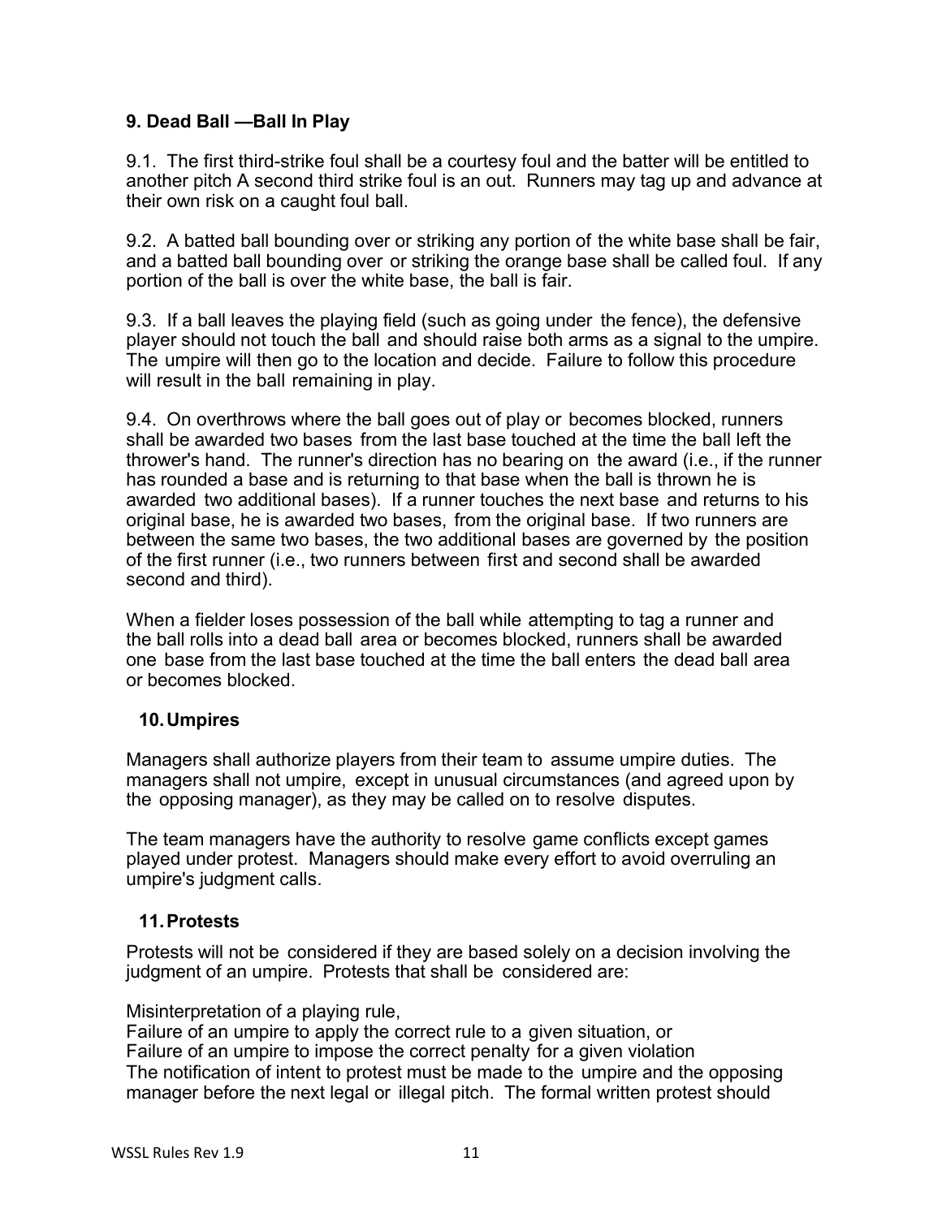## 9. Dead Ball —Ball In Play

9.1. The first third-strike foul shall be a courtesy foul and the batter will be entitled to another pitch A second third strike foul is an out. Runners may tag up and advance at their own risk on a caught foul ball.

9.2. A batted ball bounding over or striking any portion of the white base shall be fair, and a batted ball bounding over or striking the orange base shall be called foul. If any portion of the ball is over the white base, the ball is fair.

9.3. If a ball leaves the playing field (such as going under the fence), the defensive player should not touch the ball and should raise both arms as a signal to the umpire. The umpire will then go to the location and decide. Failure to follow this procedure will result in the ball remaining in play.

9.4. On overthrows where the ball goes out of play or becomes blocked, runners shall be awarded two bases from the last base touched at the time the ball left the thrower's hand. The runner's direction has no bearing on the award (i.e., if the runner has rounded a base and is returning to that base when the ball is thrown he is awarded two additional bases). If a runner touches the next base and returns to his original base, he is awarded two bases, from the original base. If two runners are between the same two bases, the two additional bases are governed by the position of the first runner (i.e., two runners between first and second shall be awarded second and third).

When a fielder loses possession of the ball while attempting to tag a runner and the ball rolls into a dead ball area or becomes blocked, runners shall be awarded one base from the last base touched at the time the ball enters the dead ball area or becomes blocked.

## 10. Umpires

Managers shall authorize players from their team to assume umpire duties. The managers shall not umpire, except in unusual circumstances (and agreed upon by the opposing manager), as they may be called on to resolve disputes.

The team managers have the authority to resolve game conflicts except games played under protest. Managers should make every effort to avoid overruling an umpire's judgment calls.

## 11. Protests

Protests will not be considered if they are based solely on a decision involving the judgment of an umpire. Protests that shall be considered are:

Misinterpretation of a playing rule,
Failure of an umpire to apply the correct rule to a given situation, or
Failure of an umpire to impose the correct penalty for a given violation
The notification of intent to protest must be made to the umpire and the opposing manager before the next legal or illegal pitch. The formal written protest should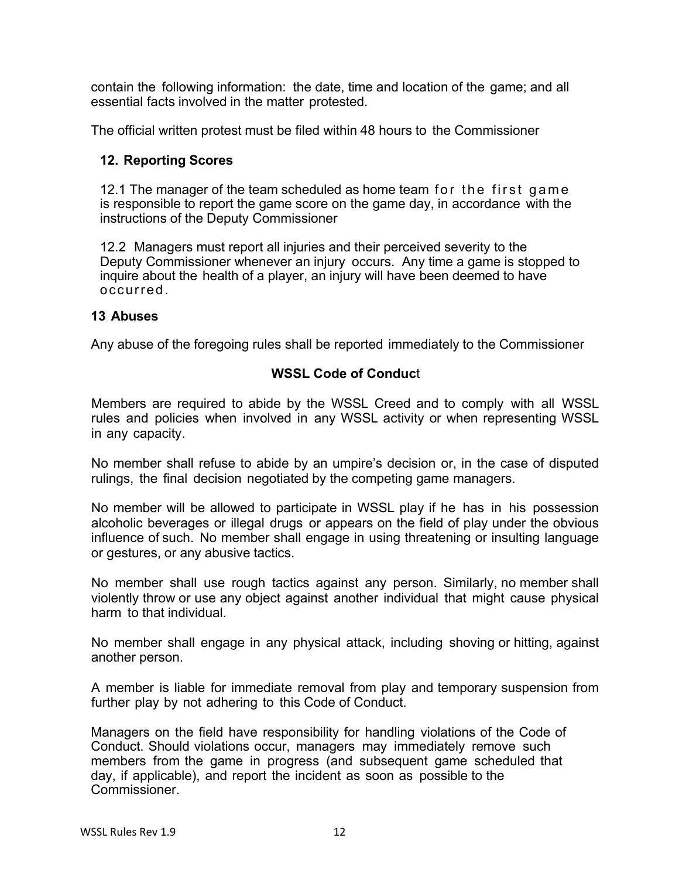contain the following information: the date, time and location of the game; and all essential facts involved in the matter protested.

The official written protest must be filed within 48 hours to the Commissioner

## 12. Reporting Scores

12.1 The manager of the team scheduled as home team for the first game is responsible to report the game score on the game day, in accordance with the instructions of the Deputy Commissioner

12.2 Managers must report all injuries and their perceived severity to the Deputy Commissioner whenever an injury occurs. Any time a game is stopped to inquire about the health of a player, an injury will have been deemed to have occurred.

## 13 Abuses

Any abuse of the foregoing rules shall be reported immediately to the Commissioner

## WSSL Code of Conduct

Members are required to abide by the WSSL Creed and to comply with all WSSL rules and policies when involved in any WSSL activity or when representing WSSL in any capacity.

No member shall refuse to abide by an umpire's decision or, in the case of disputed rulings, the final decision negotiated by the competing game managers.

No member will be allowed to participate in WSSL play if he has in his possession alcoholic beverages or illegal drugs or appears on the field of play under the obvious influence of such. No member shall engage in using threatening or insulting language or gestures, or any abusive tactics.

No member shall use rough tactics against any person. Similarly, no member shall violently throw or use any object against another individual that might cause physical harm to that individual.

No member shall engage in any physical attack, including shoving or hitting, against another person.

A member is liable for immediate removal from play and temporary suspension from further play by not adhering to this Code of Conduct.

Managers on the field have responsibility for handling violations of the Code of Conduct. Should violations occur, managers may immediately remove such members from the game in progress (and subsequent game scheduled that day, if applicable), and report the incident as soon as possible to the Commissioner.